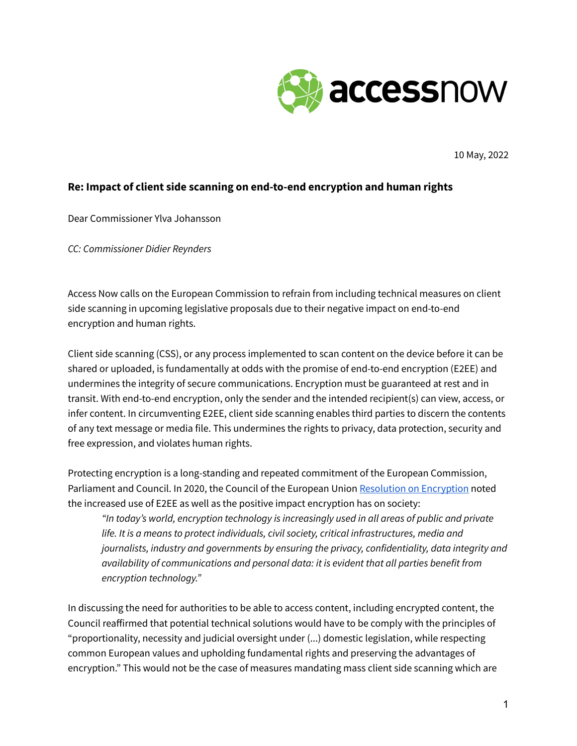10 May, 2022

**Re: Impact of client side scanning on end-to-end encryption and human rights**

Dear Commissioner Ylva Johansson

*CC: Commissioner Didier Reynders*

Access Now calls on the European Commission to refrain from including technical measures on client side scanning in upcoming legislative proposals due to their negative impact on end-to-end encryption and human rights.

Client side scanning (CSS), or any process implemented to scan content on the device before it can be shared or uploaded, is fundamentally at odds with the promise of end-to-end encryption (E2EE) and undermines the integrity of secure communications. Encryption must be guaranteed at rest and in transit. With end-to-end encryption, only the sender and the intended recipient(s) can view, access, or infer content. In circumventing E2EE, client side scanning enables third parties to discern the contents of any text message or media file. This undermines the rights to privacy, data protection, security and free expression, and violates human rights.

Protecting encryption is a long-standing and repeated commitment of the European Commission, Parliament and Council. In 2020, the Council of the European Union [Resolution on Encryption](Resolution on Encryption) noted the increased use of E2EE as well as the positive impact encryption has on society:

> *"In today's world, encryption technology is increasingly used in all areas of public and private life. It is a means to protect individuals, civil society, critical infrastructures, media and journalists, industry and governments by ensuring the privacy, confidentiality, data integrity and availability of communications and personal data: it is evident that all parties benefit from encryption technology."*

In discussing the need for authorities to be able to access content, including encrypted content, the Council reaffirmed that potential technical solutions would have to be comply with the principles of "proportionality, necessity and judicial oversight under (...) domestic legislation, while respecting common European values and upholding fundamental rights and preserving the advantages of encryption." This would not be the case of measures mandating mass client side scanning which are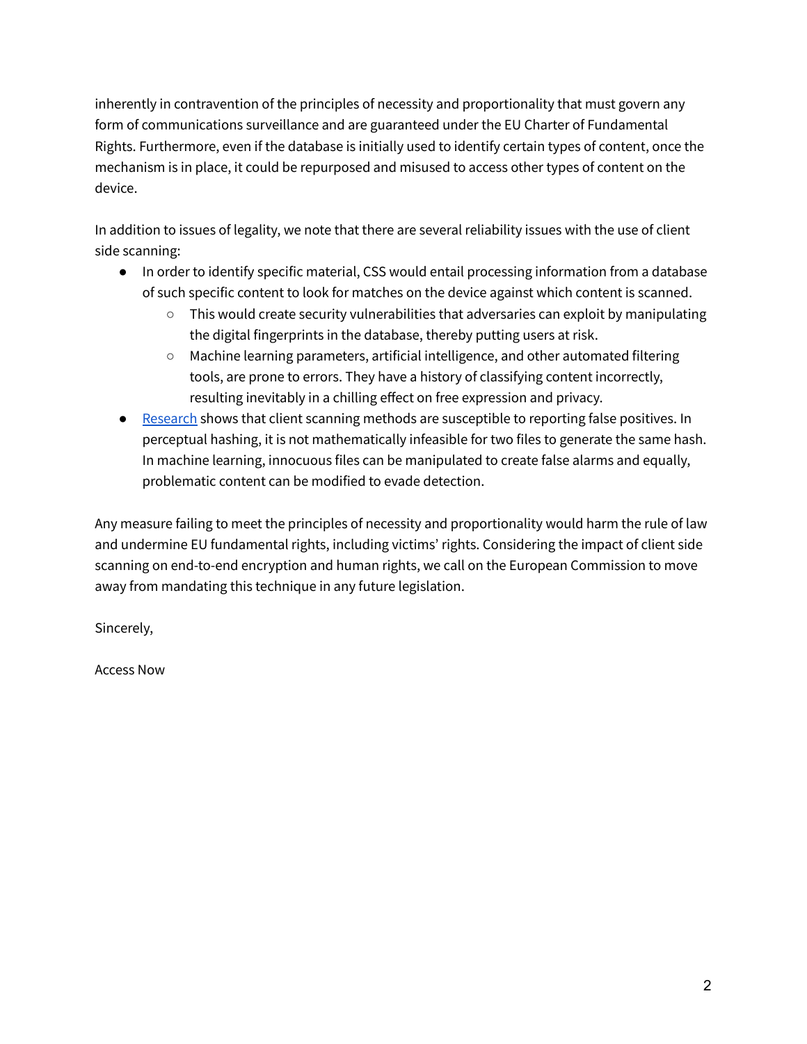inherently in contravention of the principles of necessity and proportionality that must govern any form of communications surveillance and are guaranteed under the EU Charter of Fundamental Rights. Furthermore, even if the database is initially used to identify certain types of content, once the mechanism is in place, it could be repurposed and misused to access other types of content on the device.

In addition to issues of legality, we note that there are several reliability issues with the use of client side scanning:

- In order to identify specific material, CSS would entail processing information from a database of such specific content to look for matches on the device against which content is scanned.
  - This would create security vulnerabilities that adversaries can exploit by manipulating the digital fingerprints in the database, thereby putting users at risk.
  - Machine learning parameters, artificial intelligence, and other automated filtering tools, are prone to errors. They have a history of classifying content incorrectly, resulting inevitably in a chilling effect on free expression and privacy.
- Research shows that client scanning methods are susceptible to reporting false positives. In perceptual hashing, it is not mathematically infeasible for two files to generate the same hash. In machine learning, innocuous files can be manipulated to create false alarms and equally, problematic content can be modified to evade detection.

Any measure failing to meet the principles of necessity and proportionality would harm the rule of law and undermine EU fundamental rights, including victims' rights. Considering the impact of client side scanning on end-to-end encryption and human rights, we call on the European Commission to move away from mandating this technique in any future legislation.

Sincerely,

Access Now